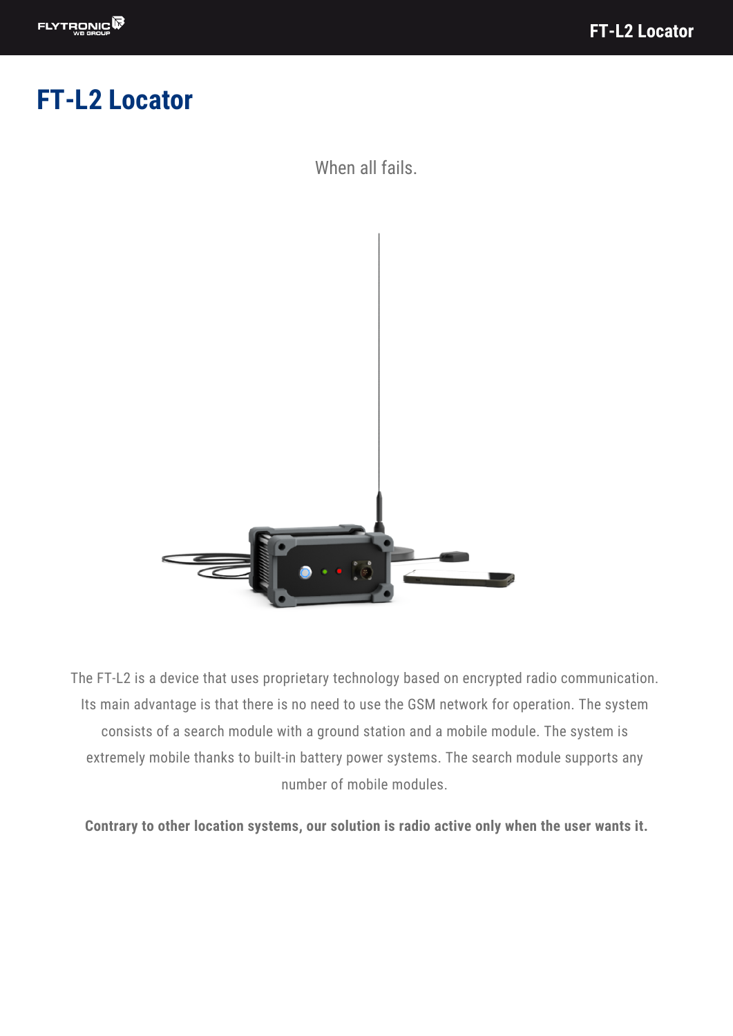# FT-L2 Locator

When all fails.

The FT-L2 is a device that uses proprietary technology based on encrypted radio communication. Its main advantage is that there is no need to use the GSM network for operation. The system consists of a search module with a ground station and a mobile module. The system is extremely mobile thanks to built-in battery power systems. The search module supports any number of mobile modules.

**Contrary to other location systems, our solution is radio active only when the user wants it.**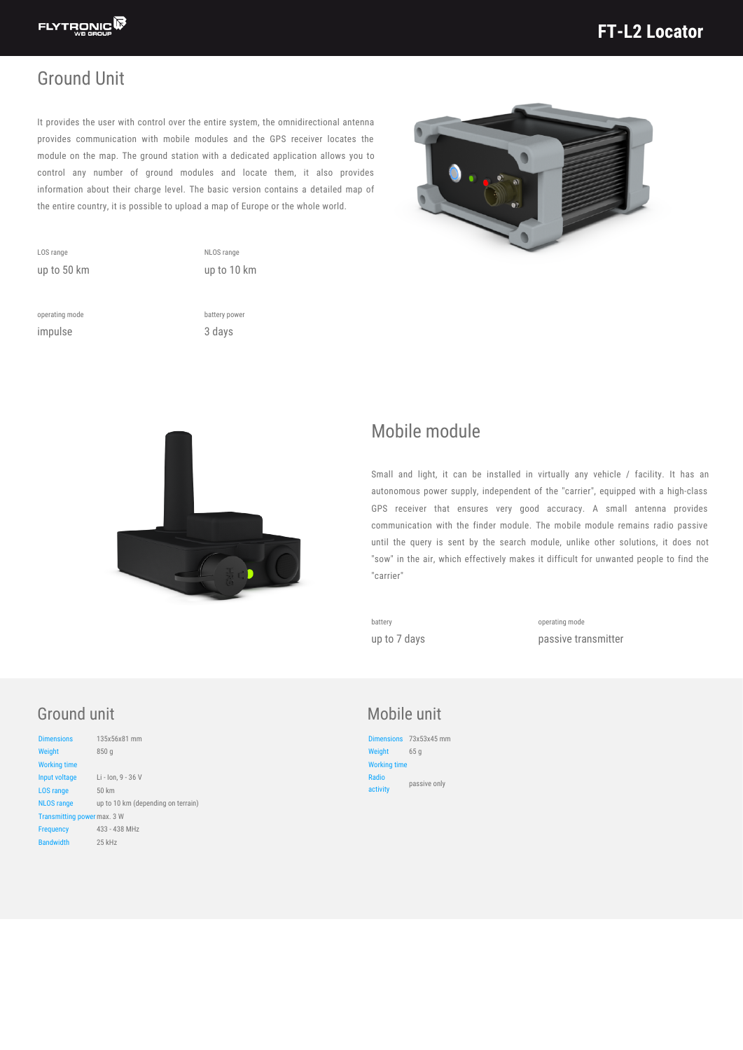# FT-L2 Locator

## Ground Unit

It provides the user with control over the entire system, the omnidirectional antenna provides communication with mobile modules and the GPS receiver locates the module on the map. The ground station with a dedicated application allows you to control any number of ground modules and locate them, it also provides information about their charge level. The basic version contains a detailed map of the entire country, it is possible to upload a map of Europe or the whole world.

LOS range
up to 50 km

NLOS range
up to 10 km

operating mode
impulse

battery power
3 days

## Mobile module

Small and light, it can be installed in virtually any vehicle / facility. It has an autonomous power supply, independent of the "carrier", equipped with a high-class GPS receiver that ensures very good accuracy. A small antenna provides communication with the finder module. The mobile module remains radio passive until the query is sent by the search module, unlike other solutions, it does not "sow" in the air, which effectively makes it difficult for unwanted people to find the "carrier"

battery
up to 7 days

operating mode
passive transmitter

## Ground unit

| | |
|---|---|
| Dimensions | 135x56x81 mm |
| Weight | 850 g |
| Working time | |
| Input voltage | Li - Ion, 9 - 36 V |
| LOS range | 50 km |
| NLOS range | up to 10 km (depending on terrain) |
| Transmitting power | max. 3 W |
| Frequency | 433 - 438 MHz |
| Bandwidth | 25 kHz |

## Mobile unit

| | |
|---|---|
| Dimensions | 73x53x45 mm |
| Weight | 65 g |
| Working time | |
| Radio activity | passive only |